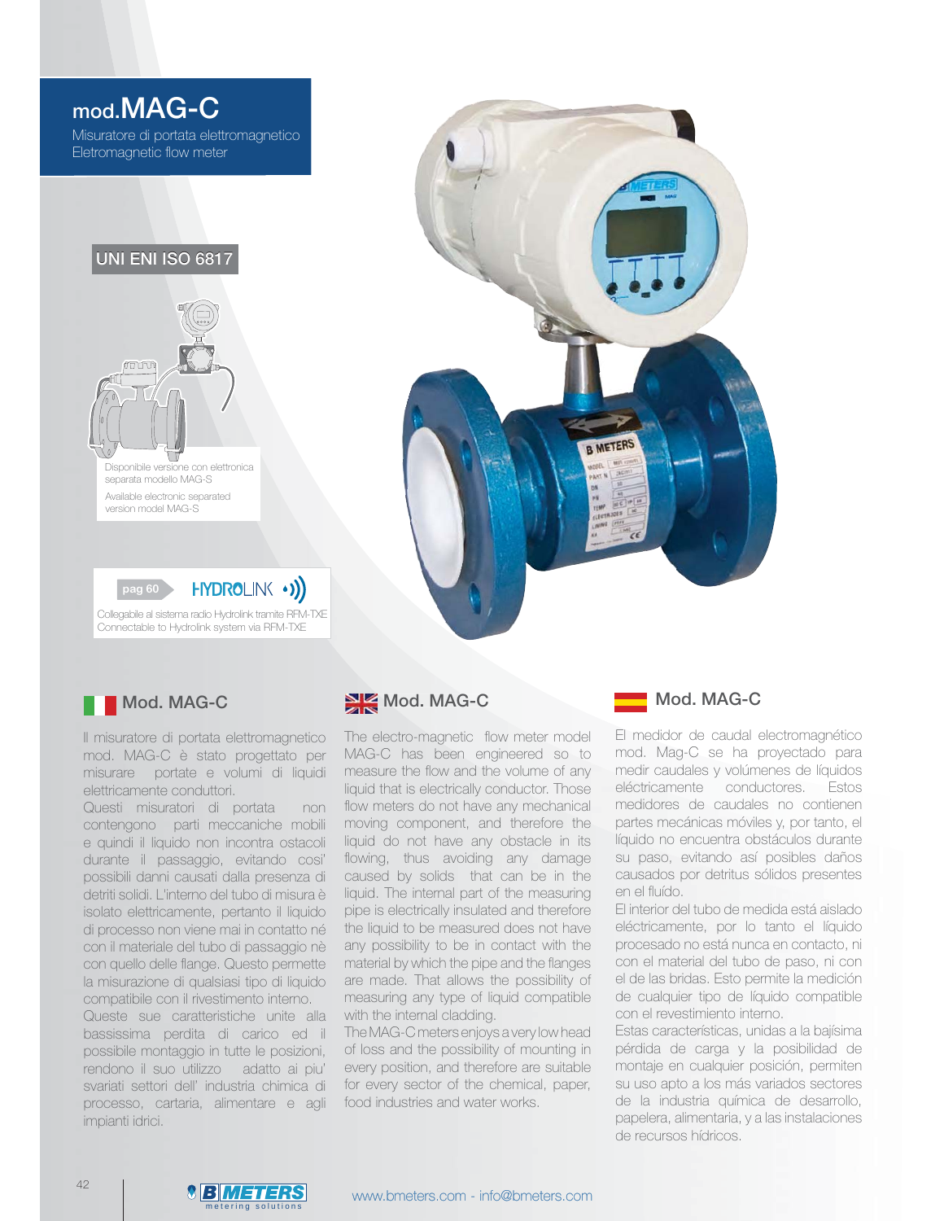# mod.MAG-C

Misuratore di portata elettromagnetico
Eletromagnetic flow meter

UNI ENI ISO 6817

Disponibile versione con elettronica separata modello MAG-S

Available electronic separated version model MAG-S

pag 60 HYDROLINK

Collegabile al sistema radio Hydrolink tramite RFM-TXE
Connectable to Hydrolink system via RFM-TXE

## Mod. MAG-C

Il misuratore di portata elettromagnetico mod. MAG-C è stato progettato per misurare portate e volumi di liquidi elettricamente conduttori.
Questi misuratori di portata non contengono parti meccaniche mobili e quindi il liquido non incontra ostacoli durante il passaggio, evitando cosi' possibili danni causati dalla presenza di detriti solidi. L'interno del tubo di misura è isolato elettricamente, pertanto il liquido di processo non viene mai in contatto né con il materiale del tubo di passaggio nè con quello delle flange. Questo permette la misurazione di qualsiasi tipo di liquido compatibile con il rivestimento interno.
Queste sue caratteristiche unite alla bassissima perdita di carico ed il possibile montaggio in tutte le posizioni, rendono il suo utilizzo adatto ai piu' svariati settori dell' industria chimica di processo, cartaria, alimentare e agli impianti idrici.

## Mod. MAG-C

The electro-magnetic flow meter model MAG-C has been engineered so to measure the flow and the volume of any liquid that is electrically conductor. Those flow meters do not have any mechanical moving component, and therefore the liquid do not have any obstacle in its flowing, thus avoiding any damage caused by solids that can be in the liquid. The internal part of the measuring pipe is electrically insulated and therefore the liquid to be measured does not have any possibility to be in contact with the material by which the pipe and the flanges are made. That allows the possibility of measuring any type of liquid compatible with the internal cladding.
The MAG-C meters enjoys a very low head of loss and the possibility of mounting in every position, and therefore are suitable for every sector of the chemical, paper, food industries and water works.

## Mod. MAG-C

El medidor de caudal electromagnético mod. Mag-C se ha proyectado para medir caudales y volúmenes de líquidos eléctricamente conductores. Estos medidores de caudales no contienen partes mecánicas móviles y, por tanto, el líquido no encuentra obstáculos durante su paso, evitando así posibles daños causados por detritus sólidos presentes en el fluído.
El interior del tubo de medida está aislado eléctricamente, por lo tanto el líquido procesado no está nunca en contacto, ni con el material del tubo de paso, ni con el de las bridas. Esto permite la medición de cualquier tipo de líquido compatible con el revestimiento interno.
Estas características, unidas a la bajísima pérdida de carga y la posibilidad de montaje en cualquier posición, permiten su uso apto a los más variados sectores de la industria química de desarrollo, papelera, alimentaria, y a las instalaciones de recursos hídricos.

www.bmeters.com - info@bmeters.com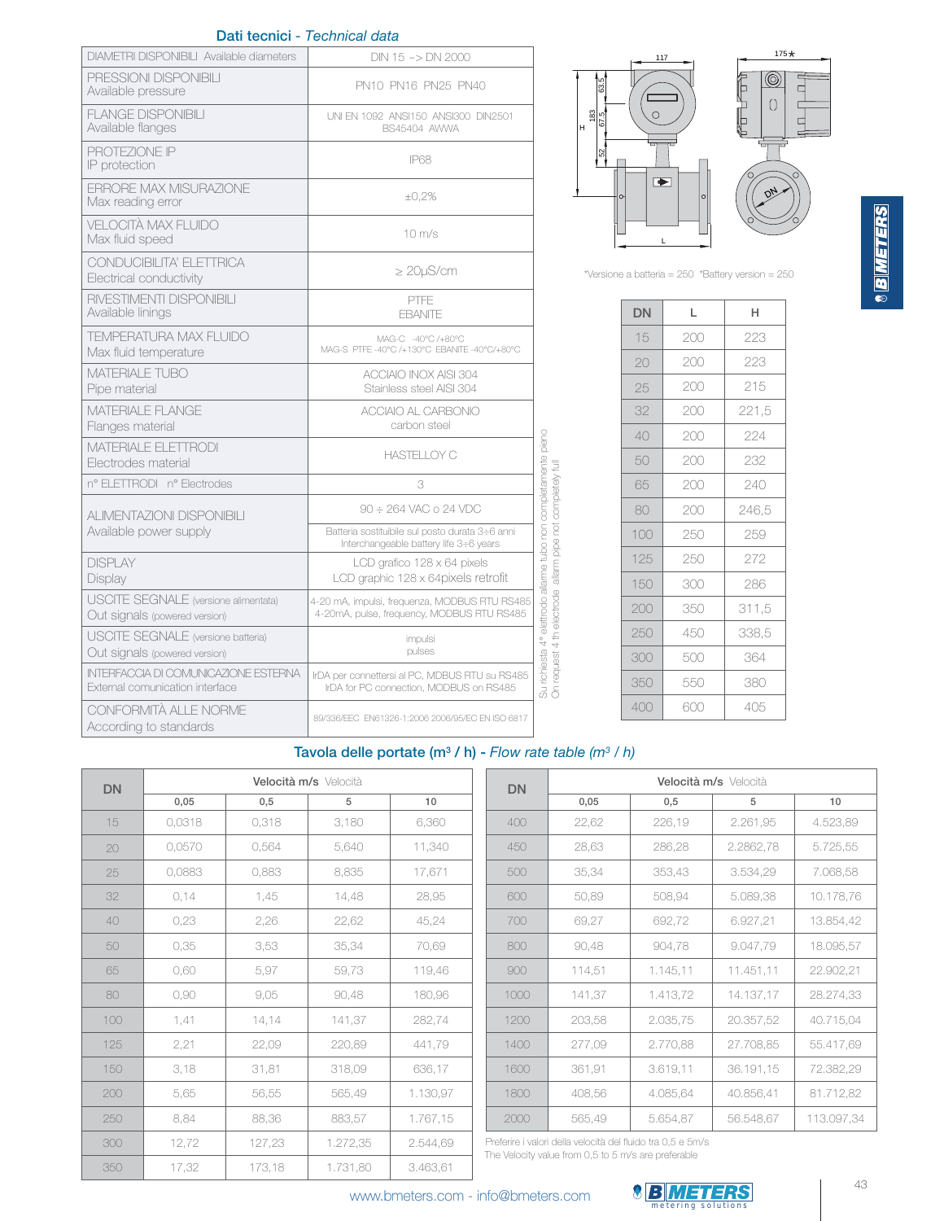## Dati tecnici - *Technical data*

| | |
|---|---|
| DIAMETRI DISPONIBILI Available diameters | DIN 15 –> DN 2000 |
| PRESSIONI DISPONIBILI Available pressure | PN10 PN16 PN25 PN40 |
| FLANGE DISPONIBILI Available flanges | UNI EN 1092 ANSI150 ANSI300 DIN2501 BS45404 AWWA |
| PROTEZIONE IP IP protection | IP68 |
| ERRORE MAX MISURAZIONE Max reading error | ±0,2% |
| VELOCITÀ MAX FLUIDO Max fluid speed | 10 m/s |
| CONDUCIBILITA' ELETTRICA Electrical conductivity | ≥ 20µS/cm |
| RIVESTIMENTI DISPONIBILI Available linings | PTFE EBANITE |
| TEMPERATURA MAX FLUIDO Max fluid temperature | MAG-C -40°C /+80°C MAG-S PTFE -40°C /+130°C EBANITE -40°C/+80°C |
| MATERIALE TUBO Pipe material | ACCIAIO INOX AISI 304 Stainless steel AISI 304 |
| MATERIALE FLANGE Flanges material | ACCIAIO AL CARBONIO carbon steel |
| MATERIALE ELETTRODI Electrodes material | HASTELLOY C |
| n° ELETTRODI n° Electrodes | 3 |
| ALIMENTAZIONI DISPONIBILI Available power supply | 90 ÷ 264 VAC o 24 VDC |
| | Batteria sostituibile sul posto durata 3÷6 anni Interchangeable battery life 3÷6 years |
| DISPLAY Display | LCD grafico 128 x 64 pixels LCD graphic 128 x 64pixels retrofit |
| USCITE SEGNALE (versione alimentata) Out signals (powered version) | 4-20 mA, impulsi, frequenza, MODBUS RTU RS485 4-20mA, pulse, frequency, MODBUS RTU RS485 |
| USCITE SEGNALE (versione batteria) Out signals (powered version) | impulsi pulses |
| INTERFACCIA DI COMUNICAZIONE ESTERNA External comunication interface | IrDA per connettersi al PC, MDBUS RTU su RS485 IrDA for PC connection, MODBUS on RS485 |
| CONFORMITÀ ALLE NORME According to standards | 89/336/EEC EN61326-1:2006 2006/95/EC EN ISO 6817 |

Su richiesta 4° elettrodo allarme tubo non completamente pieno
On request 4 th electrode alarm pipe not completely full

117
175★
63,5
67,5
183
52
H
L
DN

*Versione a batteria = 250 *Battery version = 250

| DN | L | H |
|---|---|---|
| 15 | 200 | 223 |
| 20 | 200 | 223 |
| 25 | 200 | 215 |
| 32 | 200 | 221,5 |
| 40 | 200 | 224 |
| 50 | 200 | 232 |
| 65 | 200 | 240 |
| 80 | 200 | 246,5 |
| 100 | 250 | 259 |
| 125 | 250 | 272 |
| 150 | 300 | 286 |
| 200 | 350 | 311,5 |
| 250 | 450 | 338,5 |
| 300 | 500 | 364 |
| 350 | 550 | 380 |
| 400 | 600 | 405 |

## Tavola delle portate (m³ / h) - *Flow rate table (m³ / h)*

| DN | Velocità m/s Velocità | | | |
|---|---|---|---|---|
| | 0,05 | 0,5 | 5 | 10 |
| 15 | 0,0318 | 0,318 | 3,180 | 6,360 |
| 20 | 0,0570 | 0,564 | 5,640 | 11,340 |
| 25 | 0,0883 | 0,883 | 8,835 | 17,671 |
| 32 | 0,14 | 1,45 | 14,48 | 28,95 |
| 40 | 0,23 | 2,26 | 22,62 | 45,24 |
| 50 | 0,35 | 3,53 | 35,34 | 70,69 |
| 65 | 0,60 | 5,97 | 59,73 | 119,46 |
| 80 | 0,90 | 9,05 | 90,48 | 180,96 |
| 100 | 1,41 | 14,14 | 141,37 | 282,74 |
| 125 | 2,21 | 22,09 | 220,89 | 441,79 |
| 150 | 3,18 | 31,81 | 318,09 | 636,17 |
| 200 | 5,65 | 56,55 | 565,49 | 1.130,97 |
| 250 | 8,84 | 88,36 | 883,57 | 1.767,15 |
| 300 | 12,72 | 127,23 | 1.272,35 | 2.544,69 |
| 350 | 17,32 | 173,18 | 1.731,80 | 3.463,61 |

| DN | Velocità m/s Velocità | | | |
|---|---|---|---|---|
| | 0,05 | 0,5 | 5 | 10 |
| 400 | 22,62 | 226,19 | 2.261,95 | 4.523,89 |
| 450 | 28,63 | 286,28 | 2.2862,78 | 5.725,55 |
| 500 | 35,34 | 353,43 | 3.534,29 | 7.068,58 |
| 600 | 50,89 | 508,94 | 5.089,38 | 10.178,76 |
| 700 | 69,27 | 692,72 | 6.927,21 | 13.854,42 |
| 800 | 90,48 | 904,78 | 9.047,79 | 18.095,57 |
| 900 | 114,51 | 1.145,11 | 11.451,11 | 22.902,21 |
| 1000 | 141,37 | 1.413,72 | 14.137,17 | 28.274,33 |
| 1200 | 203,58 | 2.035,75 | 20.357,52 | 40.715,04 |
| 1400 | 277,09 | 2.770,88 | 27.708,85 | 55.417,69 |
| 1600 | 361,91 | 3.619,11 | 36.191,15 | 72.382,29 |
| 1800 | 408,56 | 4.085,64 | 40.856,41 | 81.712,82 |
| 2000 | 565,49 | 5.654,87 | 56.548,67 | 113.097,34 |

Preferire i valori della velocità del fluido tra 0,5 e 5m/s
The Velocity value from 0,5 to 5 m/s are preferable

www.bmeters.com - info@bmeters.com